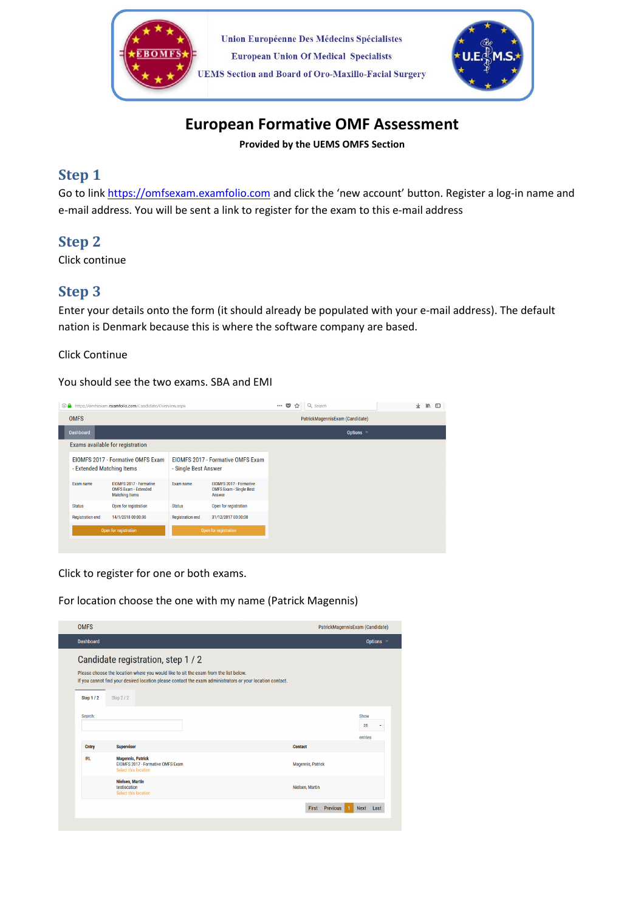Union Européenne Des Médecins Spécialistes

European Union Of Medical Specialists

UEMS Section and Board of Oro-Maxillo-Facial Surgery

# European Formative OMF Assessment

**Provided by the UEMS OMFS Section**

## Step 1

Go to link https://omfsexam.examfolio.com and click the 'new account' button. Register a log-in name and e-mail address. You will be sent a link to register for the exam to this e-mail address

## Step 2

Click continue

## Step 3

Enter your details onto the form (it should already be populated with your e-mail address). The default nation is Denmark because this is where the software company are based.

Click Continue

You should see the two exams. SBA and EMI

Click to register for one or both exams.

For location choose the one with my name (Patrick Magennis)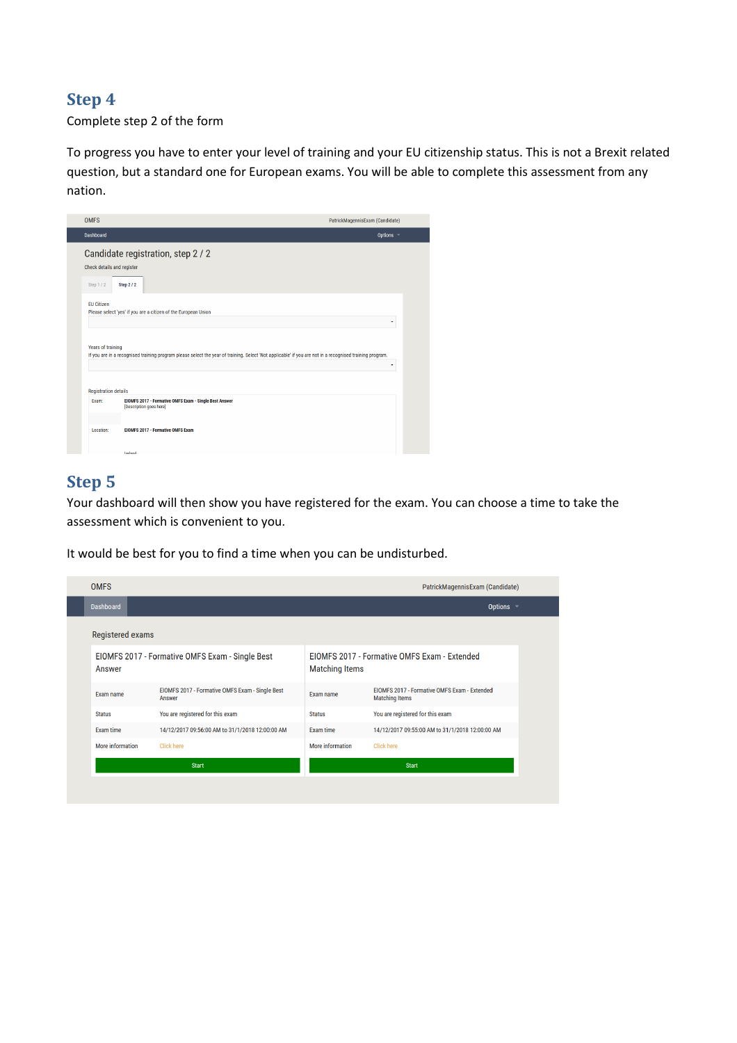## Step 4

Complete step 2 of the form

To progress you have to enter your level of training and your EU citizenship status. This is not a Brexit related question, but a standard one for European exams. You will be able to complete this assessment from any nation.

## Step 5

Your dashboard will then show you have registered for the exam. You can choose a time to take the assessment which is convenient to you.

It would be best for you to find a time when you can be undisturbed.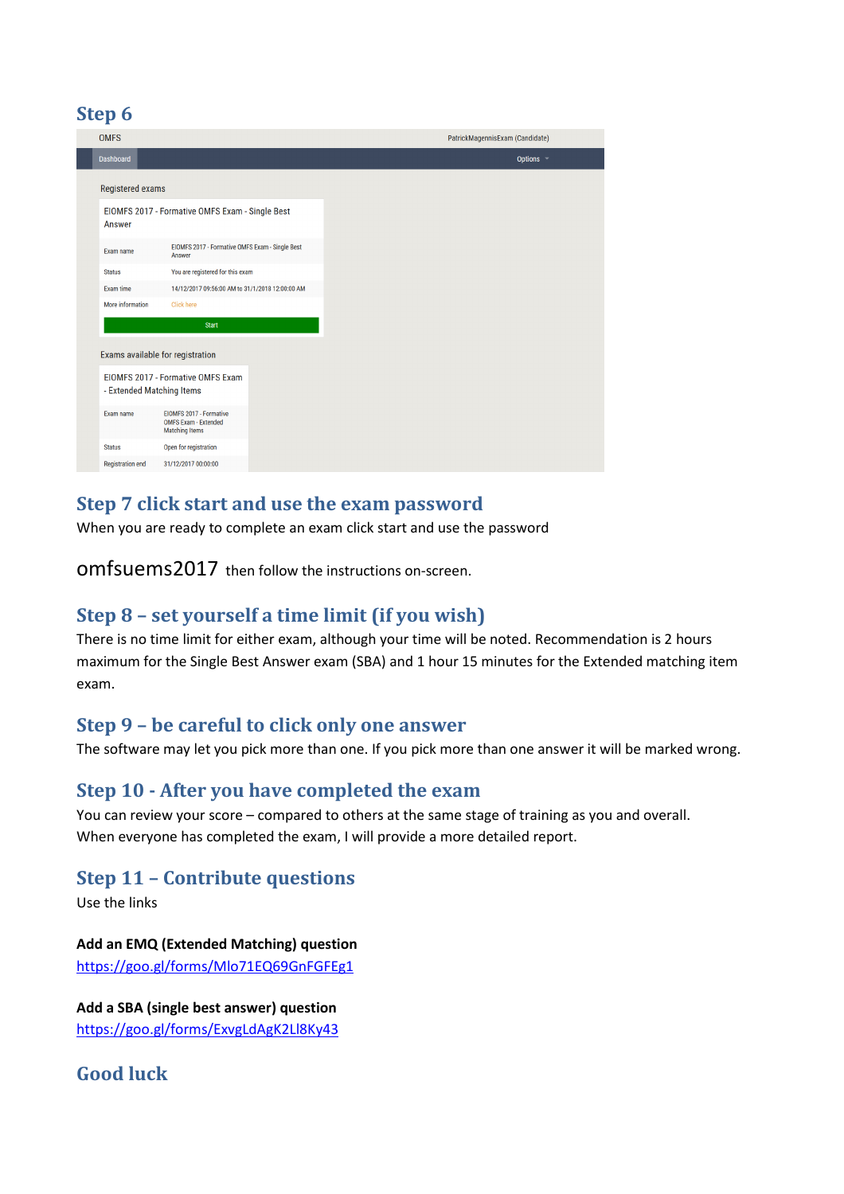## Step 6

OMFS PatrickMagennisExam (Candidate)

Dashboard Options

Registered exams

EIOMFS 2017 - Formative OMFS Exam - Single Best Answer

| | |
|---|---|
| Exam name | EIOMFS 2017 - Formative OMFS Exam - Single Best Answer |
| Status | You are registered for this exam |
| Exam time | 14/12/2017 09:56:00 AM to 31/1/2018 12:00:00 AM |
| More information | Click here |

Start

Exams available for registration

EIOMFS 2017 - Formative OMFS Exam - Extended Matching Items

| | |
|---|---|
| Exam name | EIOMFS 2017 - Formative OMFS Exam - Extended Matching Items |
| Status | Open for registration |
| Registration end | 31/12/2017 00:00:00 |

## Step 7 click start and use the exam password

When you are ready to complete an exam click start and use the password

omfsuems2017 then follow the instructions on-screen.

## Step 8 – set yourself a time limit (if you wish)

There is no time limit for either exam, although your time will be noted. Recommendation is 2 hours maximum for the Single Best Answer exam (SBA) and 1 hour 15 minutes for the Extended matching item exam.

## Step 9 – be careful to click only one answer

The software may let you pick more than one. If you pick more than one answer it will be marked wrong.

## Step 10 - After you have completed the exam

You can review your score – compared to others at the same stage of training as you and overall. When everyone has completed the exam, I will provide a more detailed report.

## Step 11 – Contribute questions

Use the links

**Add an EMQ (Extended Matching) question**
https://goo.gl/forms/Mlo71EQ69GnFGFEg1

**Add a SBA (single best answer) question**
https://goo.gl/forms/ExvgLdAgK2Ll8Ky43

## Good luck